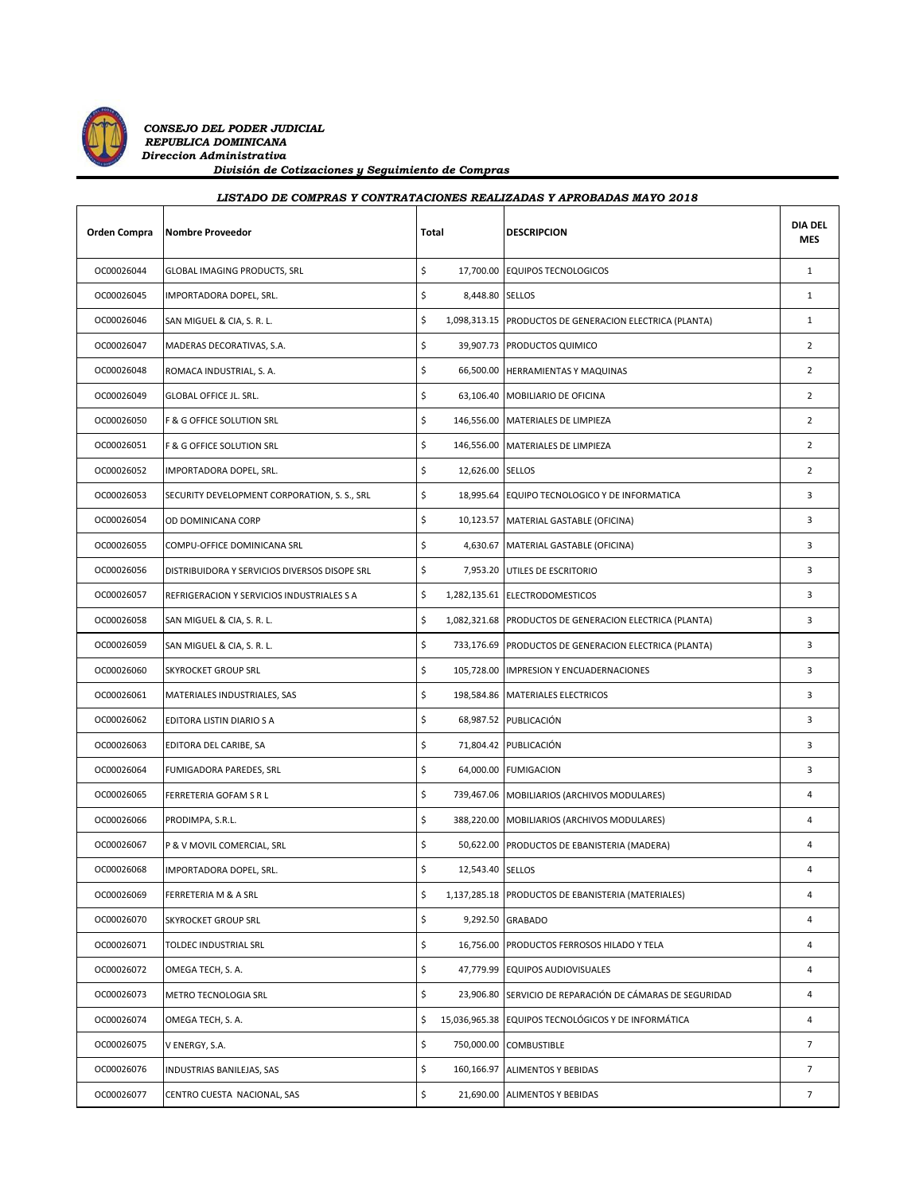***CONSEJO DEL PODER JUDICIAL***
***REPUBLICA DOMINICANA***
***Direccion Administrativa***
***División de Cotizaciones y Seguimiento de Compras***

***LISTADO DE COMPRAS Y CONTRATACIONES REALIZADAS Y APROBADAS MAYO 2018***

| Orden Compra | Nombre Proveedor | Total | DESCRIPCION | DIA DEL MES |
|---|---|---|---|---|
| OC00026044 | GLOBAL IMAGING PRODUCTS, SRL | $ 17,700.00 | EQUIPOS TECNOLOGICOS | 1 |
| OC00026045 | IMPORTADORA DOPEL, SRL. | $ 8,448.80 | SELLOS | 1 |
| OC00026046 | SAN MIGUEL & CIA, S. R. L. | $ 1,098,313.15 | PRODUCTOS DE GENERACION ELECTRICA (PLANTA) | 1 |
| OC00026047 | MADERAS DECORATIVAS, S.A. | $ 39,907.73 | PRODUCTOS QUIMICO | 2 |
| OC00026048 | ROMACA INDUSTRIAL, S. A. | $ 66,500.00 | HERRAMIENTAS Y MAQUINAS | 2 |
| OC00026049 | GLOBAL OFFICE JL. SRL. | $ 63,106.40 | MOBILIARIO DE OFICINA | 2 |
| OC00026050 | F & G OFFICE SOLUTION SRL | $ 146,556.00 | MATERIALES DE LIMPIEZA | 2 |
| OC00026051 | F & G OFFICE SOLUTION SRL | $ 146,556.00 | MATERIALES DE LIMPIEZA | 2 |
| OC00026052 | IMPORTADORA DOPEL, SRL. | $ 12,626.00 | SELLOS | 2 |
| OC00026053 | SECURITY DEVELOPMENT CORPORATION, S. S., SRL | $ 18,995.64 | EQUIPO TECNOLOGICO Y DE INFORMATICA | 3 |
| OC00026054 | OD DOMINICANA CORP | $ 10,123.57 | MATERIAL GASTABLE (OFICINA) | 3 |
| OC00026055 | COMPU-OFFICE DOMINICANA SRL | $ 4,630.67 | MATERIAL GASTABLE (OFICINA) | 3 |
| OC00026056 | DISTRIBUIDORA Y SERVICIOS DIVERSOS DISOPE SRL | $ 7,953.20 | UTILES DE ESCRITORIO | 3 |
| OC00026057 | REFRIGERACION Y SERVICIOS INDUSTRIALES S A | $ 1,282,135.61 | ELECTRODOMESTICOS | 3 |
| OC00026058 | SAN MIGUEL & CIA, S. R. L. | $ 1,082,321.68 | PRODUCTOS DE GENERACION ELECTRICA (PLANTA) | 3 |
| OC00026059 | SAN MIGUEL & CIA, S. R. L. | $ 733,176.69 | PRODUCTOS DE GENERACION ELECTRICA (PLANTA) | 3 |
| OC00026060 | SKYROCKET GROUP SRL | $ 105,728.00 | IMPRESION Y ENCUADERNACIONES | 3 |
| OC00026061 | MATERIALES INDUSTRIALES, SAS | $ 198,584.86 | MATERIALES ELECTRICOS | 3 |
| OC00026062 | EDITORA LISTIN DIARIO S A | $ 68,987.52 | PUBLICACIÓN | 3 |
| OC00026063 | EDITORA DEL CARIBE, SA | $ 71,804.42 | PUBLICACIÓN | 3 |
| OC00026064 | FUMIGADORA PAREDES, SRL | $ 64,000.00 | FUMIGACION | 3 |
| OC00026065 | FERRETERIA GOFAM S R L | $ 739,467.06 | MOBILIARIOS (ARCHIVOS MODULARES) | 4 |
| OC00026066 | PRODIMPA, S.R.L. | $ 388,220.00 | MOBILIARIOS (ARCHIVOS MODULARES) | 4 |
| OC00026067 | P & V MOVIL COMERCIAL, SRL | $ 50,622.00 | PRODUCTOS DE EBANISTERIA (MADERA) | 4 |
| OC00026068 | IMPORTADORA DOPEL, SRL. | $ 12,543.40 | SELLOS | 4 |
| OC00026069 | FERRETERIA M & A SRL | $ 1,137,285.18 | PRODUCTOS DE EBANISTERIA (MATERIALES) | 4 |
| OC00026070 | SKYROCKET GROUP SRL | $ 9,292.50 | GRABADO | 4 |
| OC00026071 | TOLDEC INDUSTRIAL SRL | $ 16,756.00 | PRODUCTOS FERROSOS HILADO Y TELA | 4 |
| OC00026072 | OMEGA TECH, S. A. | $ 47,779.99 | EQUIPOS AUDIOVISUALES | 4 |
| OC00026073 | METRO TECNOLOGIA SRL | $ 23,906.80 | SERVICIO DE REPARACIÓN DE CÁMARAS DE SEGURIDAD | 4 |
| OC00026074 | OMEGA TECH, S. A. | $ 15,036,965.38 | EQUIPOS TECNOLÓGICOS Y DE INFORMÁTICA | 4 |
| OC00026075 | V ENERGY, S.A. | $ 750,000.00 | COMBUSTIBLE | 7 |
| OC00026076 | INDUSTRIAS BANILEJAS, SAS | $ 160,166.97 | ALIMENTOS Y BEBIDAS | 7 |
| OC00026077 | CENTRO CUESTA NACIONAL, SAS | $ 21,690.00 | ALIMENTOS Y BEBIDAS | 7 |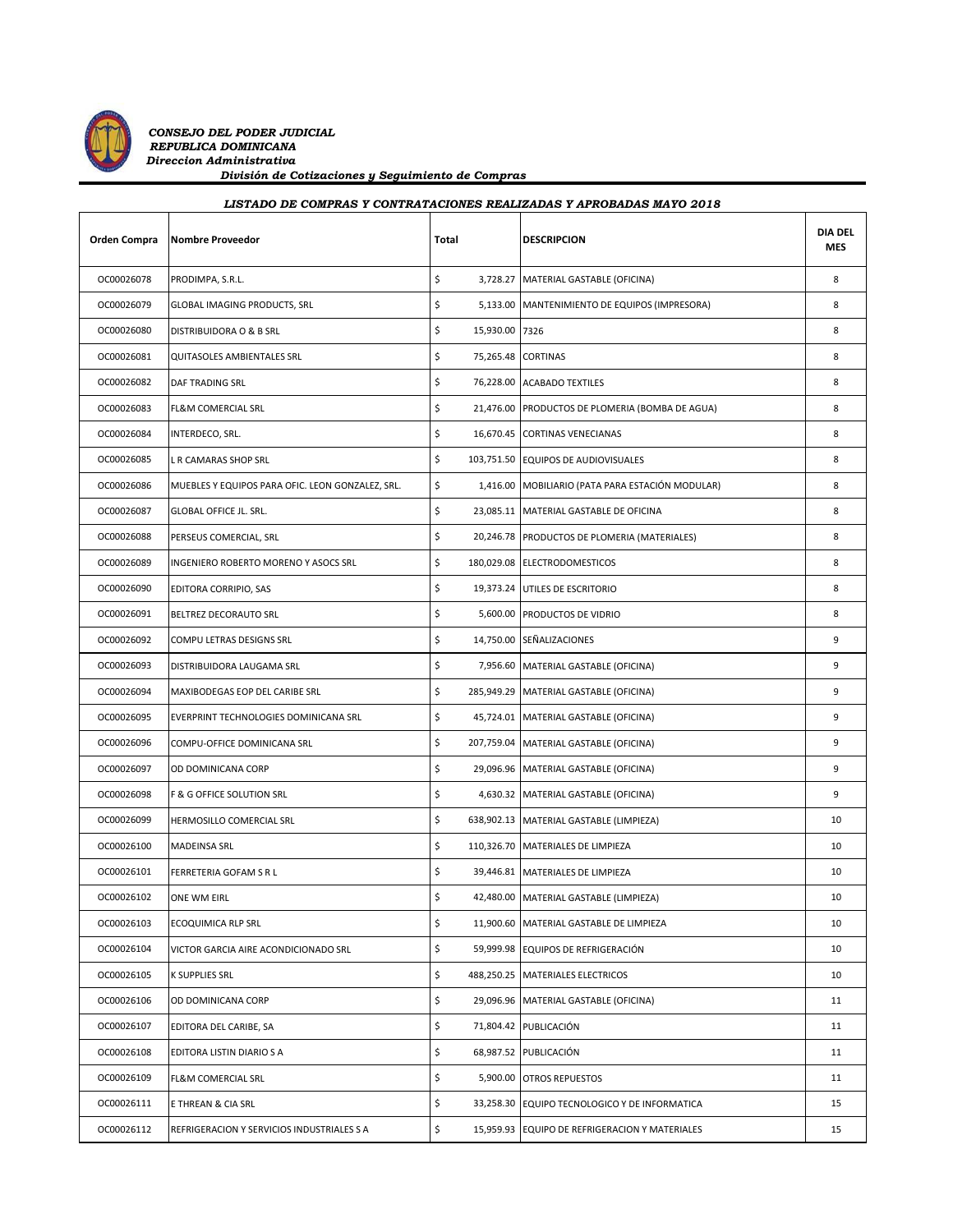*CONSEJO DEL PODER JUDICIAL*
*REPUBLICA DOMINICANA*
*Direccion Administrativa*
*División de Cotizaciones y Seguimiento de Compras*

## *LISTADO DE COMPRAS Y CONTRATACIONES REALIZADAS Y APROBADAS MAYO 2018*

| Orden Compra | Nombre Proveedor | Total | DESCRIPCION | DIA DEL MES |
|---|---|---|---|---|
| OC00026078 | PRODIMPA, S.R.L. | $ 3,728.27 | MATERIAL GASTABLE (OFICINA) | 8 |
| OC00026079 | GLOBAL IMAGING PRODUCTS, SRL | $ 5,133.00 | MANTENIMIENTO DE EQUIPOS (IMPRESORA) | 8 |
| OC00026080 | DISTRIBUIDORA O & B SRL | $ 15,930.00 | 7326 | 8 |
| OC00026081 | QUITASOLES AMBIENTALES SRL | $ 75,265.48 | CORTINAS | 8 |
| OC00026082 | DAF TRADING SRL | $ 76,228.00 | ACABADO TEXTILES | 8 |
| OC00026083 | FL&M COMERCIAL SRL | $ 21,476.00 | PRODUCTOS DE PLOMERIA (BOMBA DE AGUA) | 8 |
| OC00026084 | INTERDECO, SRL. | $ 16,670.45 | CORTINAS VENECIANAS | 8 |
| OC00026085 | L R CAMARAS SHOP SRL | $ 103,751.50 | EQUIPOS DE AUDIOVISUALES | 8 |
| OC00026086 | MUEBLES Y EQUIPOS PARA OFIC. LEON GONZALEZ, SRL. | $ 1,416.00 | MOBILIARIO (PATA PARA ESTACIÓN MODULAR) | 8 |
| OC00026087 | GLOBAL OFFICE JL. SRL. | $ 23,085.11 | MATERIAL GASTABLE DE OFICINA | 8 |
| OC00026088 | PERSEUS COMERCIAL, SRL | $ 20,246.78 | PRODUCTOS DE PLOMERIA (MATERIALES) | 8 |
| OC00026089 | INGENIERO ROBERTO MORENO Y ASOCS SRL | $ 180,029.08 | ELECTRODOMESTICOS | 8 |
| OC00026090 | EDITORA CORRIPIO, SAS | $ 19,373.24 | UTILES DE ESCRITORIO | 8 |
| OC00026091 | BELTREZ DECORAUTO SRL | $ 5,600.00 | PRODUCTOS DE VIDRIO | 8 |
| OC00026092 | COMPU LETRAS DESIGNS SRL | $ 14,750.00 | SEÑALIZACIONES | 9 |
| OC00026093 | DISTRIBUIDORA LAUGAMA SRL | $ 7,956.60 | MATERIAL GASTABLE (OFICINA) | 9 |
| OC00026094 | MAXIBODEGAS EOP DEL CARIBE SRL | $ 285,949.29 | MATERIAL GASTABLE (OFICINA) | 9 |
| OC00026095 | EVERPRINT TECHNOLOGIES DOMINICANA SRL | $ 45,724.01 | MATERIAL GASTABLE (OFICINA) | 9 |
| OC00026096 | COMPU-OFFICE DOMINICANA SRL | $ 207,759.04 | MATERIAL GASTABLE (OFICINA) | 9 |
| OC00026097 | OD DOMINICANA CORP | $ 29,096.96 | MATERIAL GASTABLE (OFICINA) | 9 |
| OC00026098 | F & G OFFICE SOLUTION SRL | $ 4,630.32 | MATERIAL GASTABLE (OFICINA) | 9 |
| OC00026099 | HERMOSILLO COMERCIAL SRL | $ 638,902.13 | MATERIAL GASTABLE (LIMPIEZA) | 10 |
| OC00026100 | MADEINSA SRL | $ 110,326.70 | MATERIALES DE LIMPIEZA | 10 |
| OC00026101 | FERRETERIA GOFAM S R L | $ 39,446.81 | MATERIALES DE LIMPIEZA | 10 |
| OC00026102 | ONE WM EIRL | $ 42,480.00 | MATERIAL GASTABLE (LIMPIEZA) | 10 |
| OC00026103 | ECOQUIMICA RLP SRL | $ 11,900.60 | MATERIAL GASTABLE DE LIMPIEZA | 10 |
| OC00026104 | VICTOR GARCIA AIRE ACONDICIONADO SRL | $ 59,999.98 | EQUIPOS DE REFRIGERACIÓN | 10 |
| OC00026105 | K SUPPLIES SRL | $ 488,250.25 | MATERIALES ELECTRICOS | 10 |
| OC00026106 | OD DOMINICANA CORP | $ 29,096.96 | MATERIAL GASTABLE (OFICINA) | 11 |
| OC00026107 | EDITORA DEL CARIBE, SA | $ 71,804.42 | PUBLICACIÓN | 11 |
| OC00026108 | EDITORA LISTIN DIARIO S A | $ 68,987.52 | PUBLICACIÓN | 11 |
| OC00026109 | FL&M COMERCIAL SRL | $ 5,900.00 | OTROS REPUESTOS | 11 |
| OC00026111 | E THREAN & CIA SRL | $ 33,258.30 | EQUIPO TECNOLOGICO Y DE INFORMATICA | 15 |
| OC00026112 | REFRIGERACION Y SERVICIOS INDUSTRIALES S A | $ 15,959.93 | EQUIPO DE REFRIGERACION Y MATERIALES | 15 |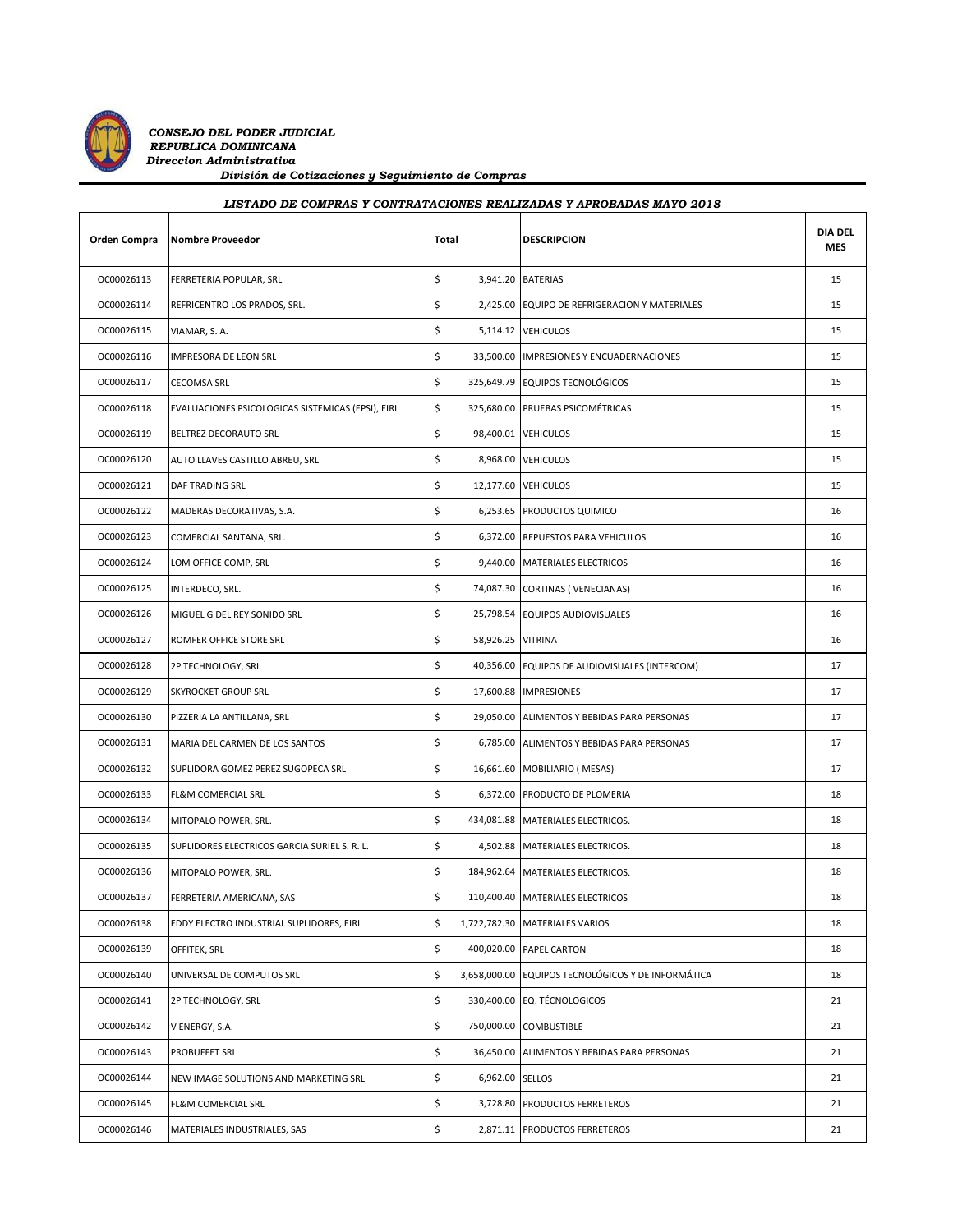*CONSEJO DEL PODER JUDICIAL*
*REPUBLICA DOMINICANA*
*Direccion Administrativa*
*División de Cotizaciones y Seguimiento de Compras*

***LISTADO DE COMPRAS Y CONTRATACIONES REALIZADAS Y APROBADAS MAYO 2018***

| Orden Compra | Nombre Proveedor | Total | DESCRIPCION | DIA DEL MES |
|---|---|---|---|---|
| OC00026113 | FERRETERIA POPULAR, SRL | $ 3,941.20 | BATERIAS | 15 |
| OC00026114 | REFRICENTRO LOS PRADOS, SRL. | $ 2,425.00 | EQUIPO DE REFRIGERACION Y MATERIALES | 15 |
| OC00026115 | VIAMAR, S. A. | $ 5,114.12 | VEHICULOS | 15 |
| OC00026116 | IMPRESORA DE LEON SRL | $ 33,500.00 | IMPRESIONES Y ENCUADERNACIONES | 15 |
| OC00026117 | CECOMSA SRL | $ 325,649.79 | EQUIPOS TECNOLÓGICOS | 15 |
| OC00026118 | EVALUACIONES PSICOLOGICAS SISTEMICAS (EPSI), EIRL | $ 325,680.00 | PRUEBAS PSICOMÉTRICAS | 15 |
| OC00026119 | BELTREZ DECORAUTO SRL | $ 98,400.01 | VEHICULOS | 15 |
| OC00026120 | AUTO LLAVES CASTILLO ABREU, SRL | $ 8,968.00 | VEHICULOS | 15 |
| OC00026121 | DAF TRADING SRL | $ 12,177.60 | VEHICULOS | 15 |
| OC00026122 | MADERAS DECORATIVAS, S.A. | $ 6,253.65 | PRODUCTOS QUIMICO | 16 |
| OC00026123 | COMERCIAL SANTANA, SRL. | $ 6,372.00 | REPUESTOS PARA VEHICULOS | 16 |
| OC00026124 | LOM OFFICE COMP, SRL | $ 9,440.00 | MATERIALES ELECTRICOS | 16 |
| OC00026125 | INTERDECO, SRL. | $ 74,087.30 | CORTINAS ( VENECIANAS) | 16 |
| OC00026126 | MIGUEL G DEL REY SONIDO SRL | $ 25,798.54 | EQUIPOS AUDIOVISUALES | 16 |
| OC00026127 | ROMFER OFFICE STORE SRL | $ 58,926.25 | VITRINA | 16 |
| OC00026128 | 2P TECHNOLOGY, SRL | $ 40,356.00 | EQUIPOS DE AUDIOVISUALES (INTERCOM) | 17 |
| OC00026129 | SKYROCKET GROUP SRL | $ 17,600.88 | IMPRESIONES | 17 |
| OC00026130 | PIZZERIA LA ANTILLANA, SRL | $ 29,050.00 | ALIMENTOS Y BEBIDAS PARA PERSONAS | 17 |
| OC00026131 | MARIA DEL CARMEN DE LOS SANTOS | $ 6,785.00 | ALIMENTOS Y BEBIDAS PARA PERSONAS | 17 |
| OC00026132 | SUPLIDORA GOMEZ PEREZ SUGOPECA SRL | $ 16,661.60 | MOBILIARIO ( MESAS) | 17 |
| OC00026133 | FL&M COMERCIAL SRL | $ 6,372.00 | PRODUCTO DE PLOMERIA | 18 |
| OC00026134 | MITOPALO POWER, SRL. | $ 434,081.88 | MATERIALES ELECTRICOS. | 18 |
| OC00026135 | SUPLIDORES ELECTRICOS GARCIA SURIEL S. R. L. | $ 4,502.88 | MATERIALES ELECTRICOS. | 18 |
| OC00026136 | MITOPALO POWER, SRL. | $ 184,962.64 | MATERIALES ELECTRICOS. | 18 |
| OC00026137 | FERRETERIA AMERICANA, SAS | $ 110,400.40 | MATERIALES ELECTRICOS | 18 |
| OC00026138 | EDDY ELECTRO INDUSTRIAL SUPLIDORES, EIRL | $ 1,722,782.30 | MATERIALES VARIOS | 18 |
| OC00026139 | OFFITEK, SRL | $ 400,020.00 | PAPEL CARTON | 18 |
| OC00026140 | UNIVERSAL DE COMPUTOS SRL | $ 3,658,000.00 | EQUIPOS TECNOLÓGICOS Y DE INFORMÁTICA | 18 |
| OC00026141 | 2P TECHNOLOGY, SRL | $ 330,400.00 | EQ. TÉCNOLOGICOS | 21 |
| OC00026142 | V ENERGY, S.A. | $ 750,000.00 | COMBUSTIBLE | 21 |
| OC00026143 | PROBUFFET SRL | $ 36,450.00 | ALIMENTOS Y BEBIDAS PARA PERSONAS | 21 |
| OC00026144 | NEW IMAGE SOLUTIONS AND MARKETING SRL | $ 6,962.00 | SELLOS | 21 |
| OC00026145 | FL&M COMERCIAL SRL | $ 3,728.80 | PRODUCTOS FERRETEROS | 21 |
| OC00026146 | MATERIALES INDUSTRIALES, SAS | $ 2,871.11 | PRODUCTOS FERRETEROS | 21 |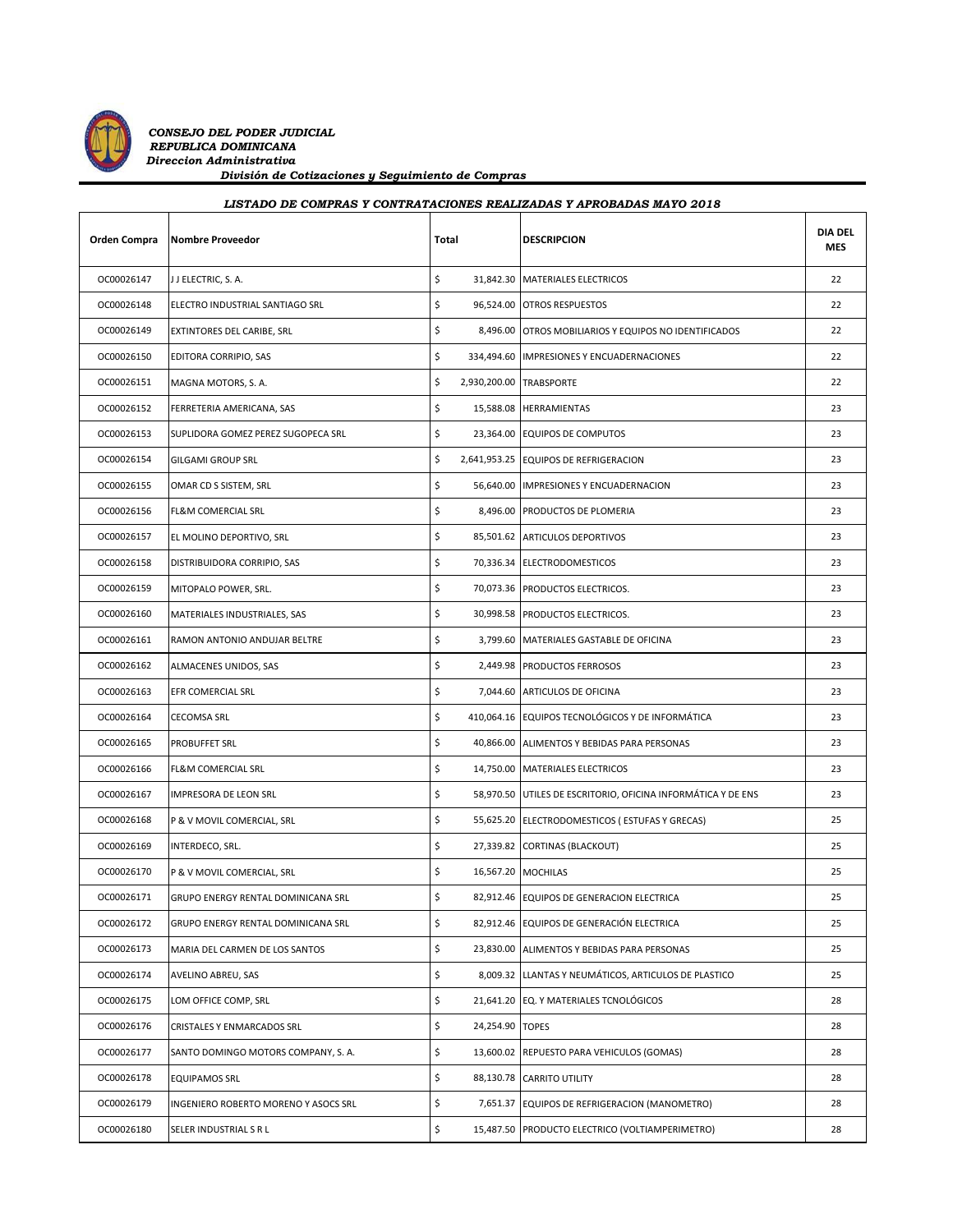***CONSEJO DEL PODER JUDICIAL***
***REPUBLICA DOMINICANA***
***Direccion Administrativa***
***División de Cotizaciones y Seguimiento de Compras***

***LISTADO DE COMPRAS Y CONTRATACIONES REALIZADAS Y APROBADAS MAYO 2018***

| Orden Compra | Nombre Proveedor | Total | DESCRIPCION | DIA DEL MES |
|---|---|---|---|---|
| OC00026147 | J J ELECTRIC, S. A. | $ 31,842.30 | MATERIALES ELECTRICOS | 22 |
| OC00026148 | ELECTRO INDUSTRIAL SANTIAGO SRL | $ 96,524.00 | OTROS RESPUESTOS | 22 |
| OC00026149 | EXTINTORES DEL CARIBE, SRL | $ 8,496.00 | OTROS MOBILIARIOS Y EQUIPOS NO IDENTIFICADOS | 22 |
| OC00026150 | EDITORA CORRIPIO, SAS | $ 334,494.60 | IMPRESIONES Y ENCUADERNACIONES | 22 |
| OC00026151 | MAGNA MOTORS, S. A. | $ 2,930,200.00 | TRABSPORTE | 22 |
| OC00026152 | FERRETERIA AMERICANA, SAS | $ 15,588.08 | HERRAMIENTAS | 23 |
| OC00026153 | SUPLIDORA GOMEZ PEREZ SUGOPECA SRL | $ 23,364.00 | EQUIPOS DE COMPUTOS | 23 |
| OC00026154 | GILGAMI GROUP SRL | $ 2,641,953.25 | EQUIPOS DE REFRIGERACION | 23 |
| OC00026155 | OMAR CD S SISTEM, SRL | $ 56,640.00 | IMPRESIONES Y ENCUADERNACION | 23 |
| OC00026156 | FL&M COMERCIAL SRL | $ 8,496.00 | PRODUCTOS DE PLOMERIA | 23 |
| OC00026157 | EL MOLINO DEPORTIVO, SRL | $ 85,501.62 | ARTICULOS DEPORTIVOS | 23 |
| OC00026158 | DISTRIBUIDORA CORRIPIO, SAS | $ 70,336.34 | ELECTRODOMESTICOS | 23 |
| OC00026159 | MITOPALO POWER, SRL. | $ 70,073.36 | PRODUCTOS ELECTRICOS. | 23 |
| OC00026160 | MATERIALES INDUSTRIALES, SAS | $ 30,998.58 | PRODUCTOS ELECTRICOS. | 23 |
| OC00026161 | RAMON ANTONIO ANDUJAR BELTRE | $ 3,799.60 | MATERIALES GASTABLE DE OFICINA | 23 |
| OC00026162 | ALMACENES UNIDOS, SAS | $ 2,449.98 | PRODUCTOS FERROSOS | 23 |
| OC00026163 | EFR COMERCIAL SRL | $ 7,044.60 | ARTICULOS DE OFICINA | 23 |
| OC00026164 | CECOMSA SRL | $ 410,064.16 | EQUIPOS TECNOLÓGICOS Y DE INFORMÁTICA | 23 |
| OC00026165 | PROBUFFET SRL | $ 40,866.00 | ALIMENTOS Y BEBIDAS PARA PERSONAS | 23 |
| OC00026166 | FL&M COMERCIAL SRL | $ 14,750.00 | MATERIALES ELECTRICOS | 23 |
| OC00026167 | IMPRESORA DE LEON SRL | $ 58,970.50 | UTILES DE ESCRITORIO, OFICINA INFORMÁTICA Y DE ENS | 23 |
| OC00026168 | P & V MOVIL COMERCIAL, SRL | $ 55,625.20 | ELECTRODOMESTICOS ( ESTUFAS Y GRECAS) | 25 |
| OC00026169 | INTERDECO, SRL. | $ 27,339.82 | CORTINAS (BLACKOUT) | 25 |
| OC00026170 | P & V MOVIL COMERCIAL, SRL | $ 16,567.20 | MOCHILAS | 25 |
| OC00026171 | GRUPO ENERGY RENTAL DOMINICANA SRL | $ 82,912.46 | EQUIPOS DE GENERACION ELECTRICA | 25 |
| OC00026172 | GRUPO ENERGY RENTAL DOMINICANA SRL | $ 82,912.46 | EQUIPOS DE GENERACIÓN ELECTRICA | 25 |
| OC00026173 | MARIA DEL CARMEN DE LOS SANTOS | $ 23,830.00 | ALIMENTOS Y BEBIDAS PARA PERSONAS | 25 |
| OC00026174 | AVELINO ABREU, SAS | $ 8,009.32 | LLANTAS Y NEUMÁTICOS, ARTICULOS DE PLASTICO | 25 |
| OC00026175 | LOM OFFICE COMP, SRL | $ 21,641.20 | EQ. Y MATERIALES TCNOLÓGICOS | 28 |
| OC00026176 | CRISTALES Y ENMARCADOS SRL | $ 24,254.90 | TOPES | 28 |
| OC00026177 | SANTO DOMINGO MOTORS COMPANY, S. A. | $ 13,600.02 | REPUESTO PARA VEHICULOS (GOMAS) | 28 |
| OC00026178 | EQUIPAMOS SRL | $ 88,130.78 | CARRITO UTILITY | 28 |
| OC00026179 | INGENIERO ROBERTO MORENO Y ASOCS SRL | $ 7,651.37 | EQUIPOS DE REFRIGERACION (MANOMETRO) | 28 |
| OC00026180 | SELER INDUSTRIAL S R L | $ 15,487.50 | PRODUCTO ELECTRICO (VOLTIAMPERIMETRO) | 28 |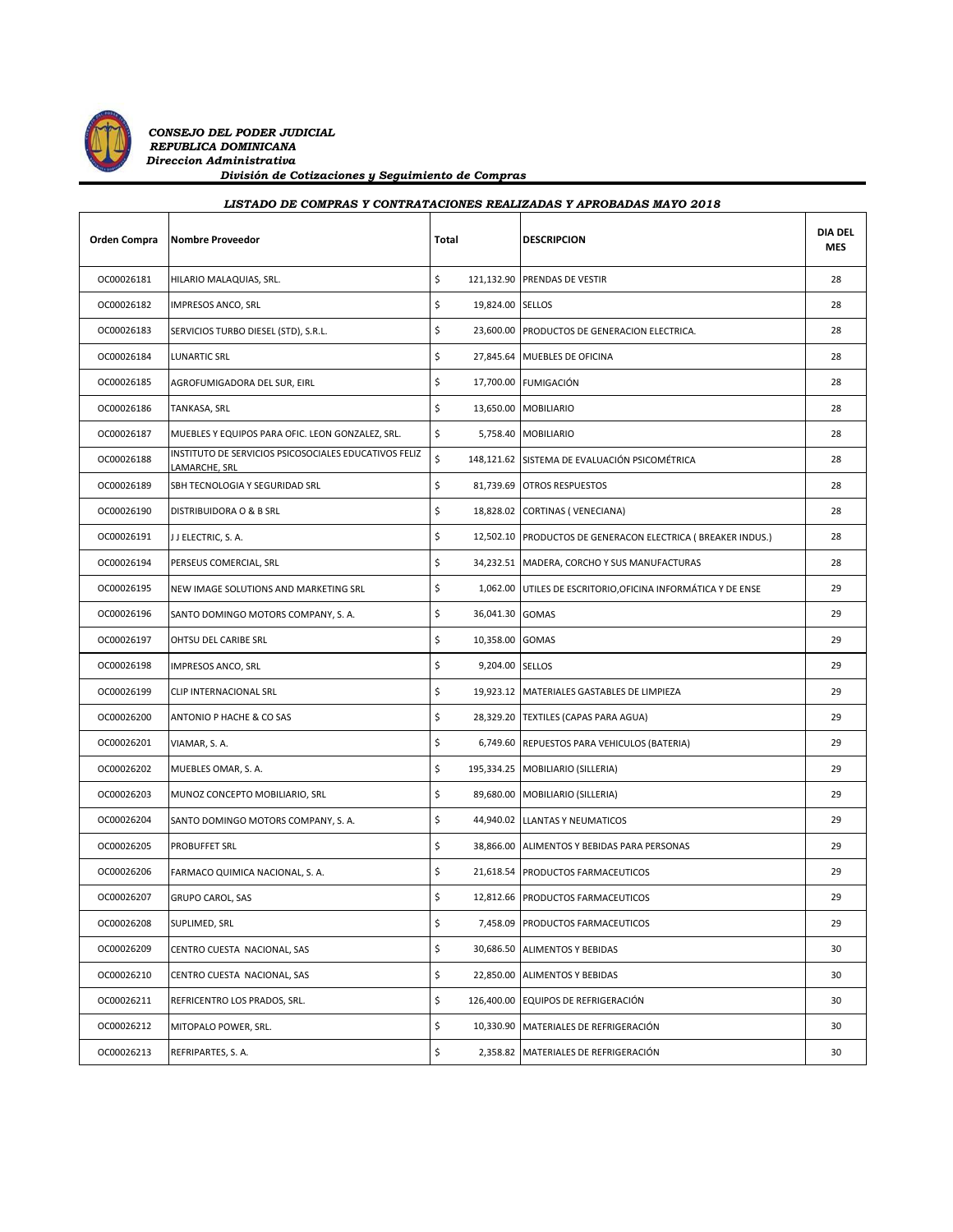*CONSEJO DEL PODER JUDICIAL*
*REPUBLICA DOMINICANA*
*Direccion Administrativa*
*División de Cotizaciones y Seguimiento de Compras*

### *LISTADO DE COMPRAS Y CONTRATACIONES REALIZADAS Y APROBADAS MAYO 2018*

| Orden Compra | Nombre Proveedor | Total | DESCRIPCION | DIA DEL MES |
|---|---|---|---|---|
| OC00026181 | HILARIO MALAQUIAS, SRL. | $ 121,132.90 | PRENDAS DE VESTIR | 28 |
| OC00026182 | IMPRESOS ANCO, SRL | $ 19,824.00 | SELLOS | 28 |
| OC00026183 | SERVICIOS TURBO DIESEL (STD), S.R.L. | $ 23,600.00 | PRODUCTOS DE GENERACION ELECTRICA. | 28 |
| OC00026184 | LUNARTIC SRL | $ 27,845.64 | MUEBLES DE OFICINA | 28 |
| OC00026185 | AGROFUMIGADORA DEL SUR, EIRL | $ 17,700.00 | FUMIGACIÓN | 28 |
| OC00026186 | TANKASA, SRL | $ 13,650.00 | MOBILIARIO | 28 |
| OC00026187 | MUEBLES Y EQUIPOS PARA OFIC. LEON GONZALEZ, SRL. | $ 5,758.40 | MOBILIARIO | 28 |
| OC00026188 | INSTITUTO DE SERVICIOS PSICOSOCIALES EDUCATIVOS FELIZ LAMARCHE, SRL | $ 148,121.62 | SISTEMA DE EVALUACIÓN PSICOMÉTRICA | 28 |
| OC00026189 | SBH TECNOLOGIA Y SEGURIDAD SRL | $ 81,739.69 | OTROS RESPUESTOS | 28 |
| OC00026190 | DISTRIBUIDORA O & B SRL | $ 18,828.02 | CORTINAS ( VENECIANA) | 28 |
| OC00026191 | J J ELECTRIC, S. A. | $ 12,502.10 | PRODUCTOS DE GENERACON ELECTRICA ( BREAKER INDUS.) | 28 |
| OC00026194 | PERSEUS COMERCIAL, SRL | $ 34,232.51 | MADERA, CORCHO Y SUS MANUFACTURAS | 28 |
| OC00026195 | NEW IMAGE SOLUTIONS AND MARKETING SRL | $ 1,062.00 | UTILES DE ESCRITORIO,OFICINA INFORMÁTICA Y DE ENSE | 29 |
| OC00026196 | SANTO DOMINGO MOTORS COMPANY, S. A. | $ 36,041.30 | GOMAS | 29 |
| OC00026197 | OHTSU DEL CARIBE SRL | $ 10,358.00 | GOMAS | 29 |
| OC00026198 | IMPRESOS ANCO, SRL | $ 9,204.00 | SELLOS | 29 |
| OC00026199 | CLIP INTERNACIONAL SRL | $ 19,923.12 | MATERIALES GASTABLES DE LIMPIEZA | 29 |
| OC00026200 | ANTONIO P HACHE & CO SAS | $ 28,329.20 | TEXTILES (CAPAS PARA AGUA) | 29 |
| OC00026201 | VIAMAR, S. A. | $ 6,749.60 | REPUESTOS PARA VEHICULOS (BATERIA) | 29 |
| OC00026202 | MUEBLES OMAR, S. A. | $ 195,334.25 | MOBILIARIO (SILLERIA) | 29 |
| OC00026203 | MUNOZ CONCEPTO MOBILIARIO, SRL | $ 89,680.00 | MOBILIARIO (SILLERIA) | 29 |
| OC00026204 | SANTO DOMINGO MOTORS COMPANY, S. A. | $ 44,940.02 | LLANTAS Y NEUMATICOS | 29 |
| OC00026205 | PROBUFFET SRL | $ 38,866.00 | ALIMENTOS Y BEBIDAS PARA PERSONAS | 29 |
| OC00026206 | FARMACO QUIMICA NACIONAL, S. A. | $ 21,618.54 | PRODUCTOS FARMACEUTICOS | 29 |
| OC00026207 | GRUPO CAROL, SAS | $ 12,812.66 | PRODUCTOS FARMACEUTICOS | 29 |
| OC00026208 | SUPLIMED, SRL | $ 7,458.09 | PRODUCTOS FARMACEUTICOS | 29 |
| OC00026209 | CENTRO CUESTA NACIONAL, SAS | $ 30,686.50 | ALIMENTOS Y BEBIDAS | 30 |
| OC00026210 | CENTRO CUESTA NACIONAL, SAS | $ 22,850.00 | ALIMENTOS Y BEBIDAS | 30 |
| OC00026211 | REFRICENTRO LOS PRADOS, SRL. | $ 126,400.00 | EQUIPOS DE REFRIGERACIÓN | 30 |
| OC00026212 | MITOPALO POWER, SRL. | $ 10,330.90 | MATERIALES DE REFRIGERACIÓN | 30 |
| OC00026213 | REFRIPARTES, S. A. | $ 2,358.82 | MATERIALES DE REFRIGERACIÓN | 30 |